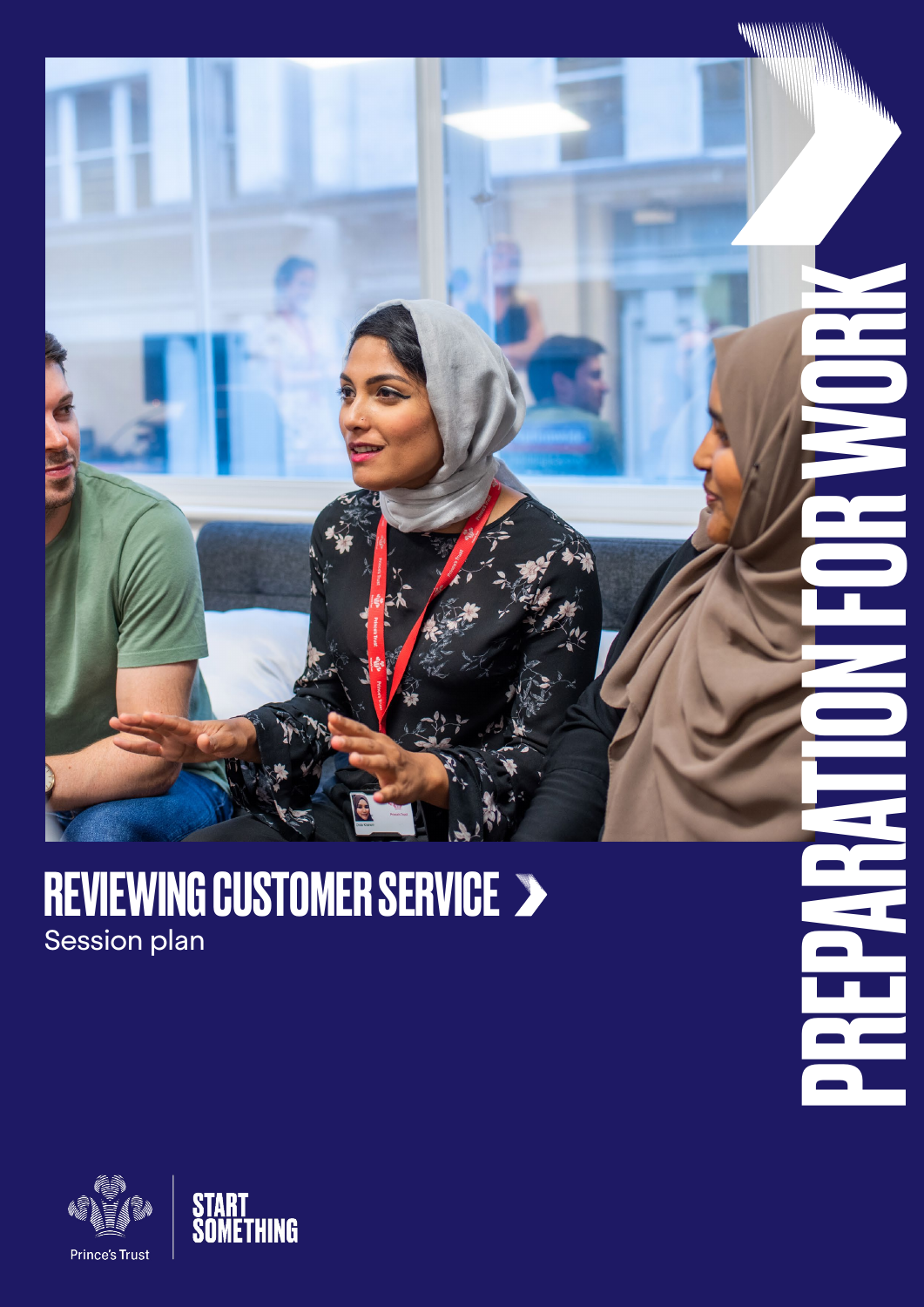# REVIEWING CUSTOMER SERVICE

Session plan

PREPARATION FOR WORK

Prince's Trust

START SOMETHING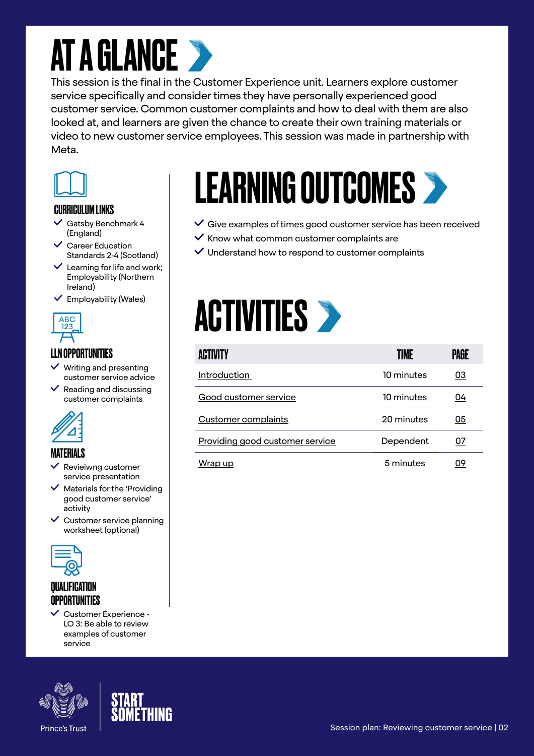# AT A GLANCE

This session is the final in the Customer Experience unit. Learners explore customer service specifically and consider times they have personally experienced good customer service. Common customer complaints and how to deal with them are also looked at, and learners are given the chance to create their own training materials or video to new customer service employees. This session was made in partnership with Meta.

### CURRICULUM LINKS

- Gatsby Benchmark 4 (England)
- Career Education Standards 2-4 (Scotland)
- Learning for life and work; Employability (Northern Ireland)
- Employability (Wales)

### LLN OPPORTUNITIES

- Writing and presenting customer service advice
- Reading and discussing customer complaints

### MATERIALS

- Revieiwng customer service presentation
- Materials for the 'Providing good customer service' activity
- Customer service planning worksheet (optional)

### QUALIFICATION OPPORTUNITIES

- Customer Experience - LO 3: Be able to review examples of customer service

# LEARNING OUTCOMES

- Give examples of times good customer service has been received
- Know what common customer complaints are
- Understand how to respond to customer complaints

# ACTIVITIES

| ACTIVITY | TIME | PAGE |
|---|---|---|
| Introduction | 10 minutes | 03 |
| Good customer service | 10 minutes | 04 |
| Customer complaints | 20 minutes | 05 |
| Providing good customer service | Dependent | 07 |
| Wrap up | 5 minutes | 09 |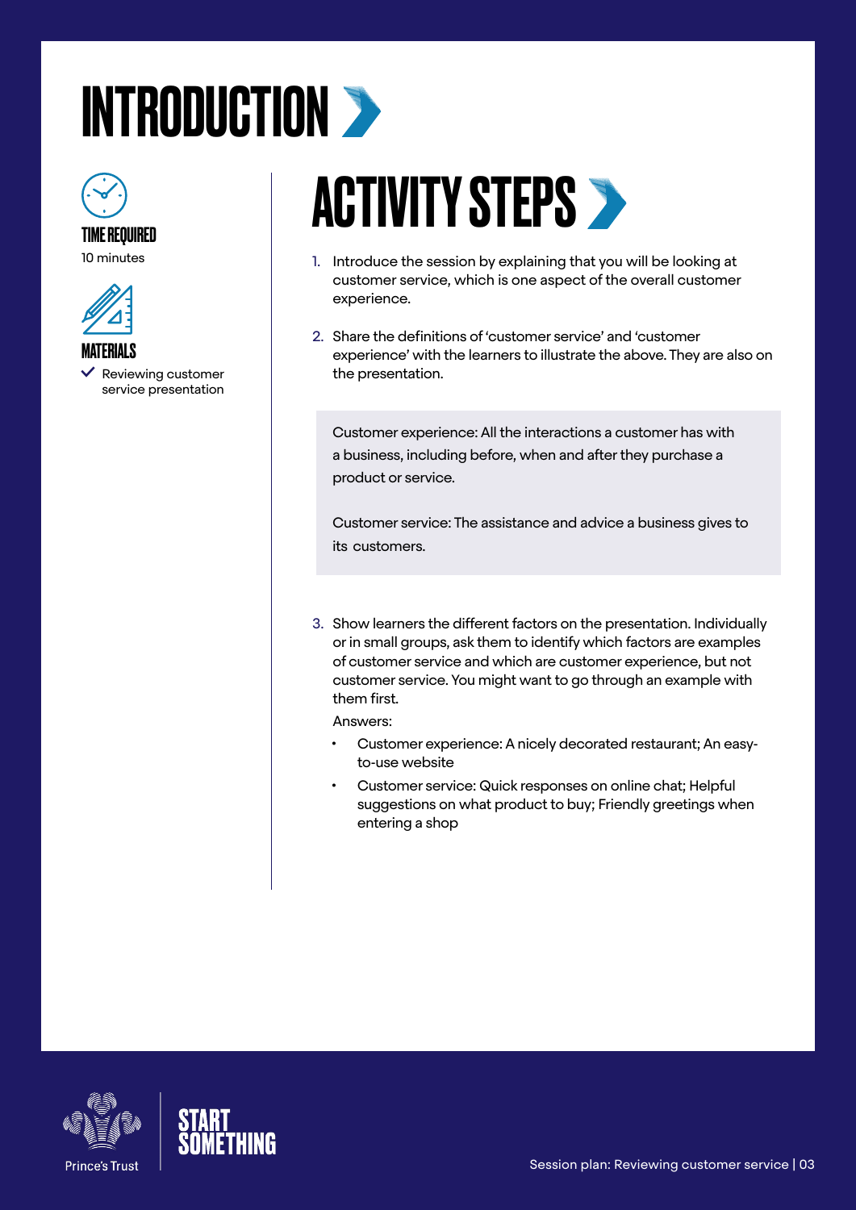# INTRODUCTION

**TIME REQUIRED**
10 minutes

**MATERIALS**
- Reviewing customer service presentation

## ACTIVITY STEPS

1. Introduce the session by explaining that you will be looking at customer service, which is one aspect of the overall customer experience.
2. Share the definitions of 'customer service' and 'customer experience' with the learners to illustrate the above. They are also on the presentation.

> Customer experience: All the interactions a customer has with a business, including before, when and after they purchase a product or service.
>
> Customer service: The assistance and advice a business gives to its customers.

3. Show learners the different factors on the presentation. Individually or in small groups, ask them to identify which factors are examples of customer service and which are customer experience, but not customer service. You might want to go through an example with them first.

   Answers:
   - Customer experience: A nicely decorated restaurant; An easy-to-use website
   - Customer service: Quick responses on online chat; Helpful suggestions on what product to buy; Friendly greetings when entering a shop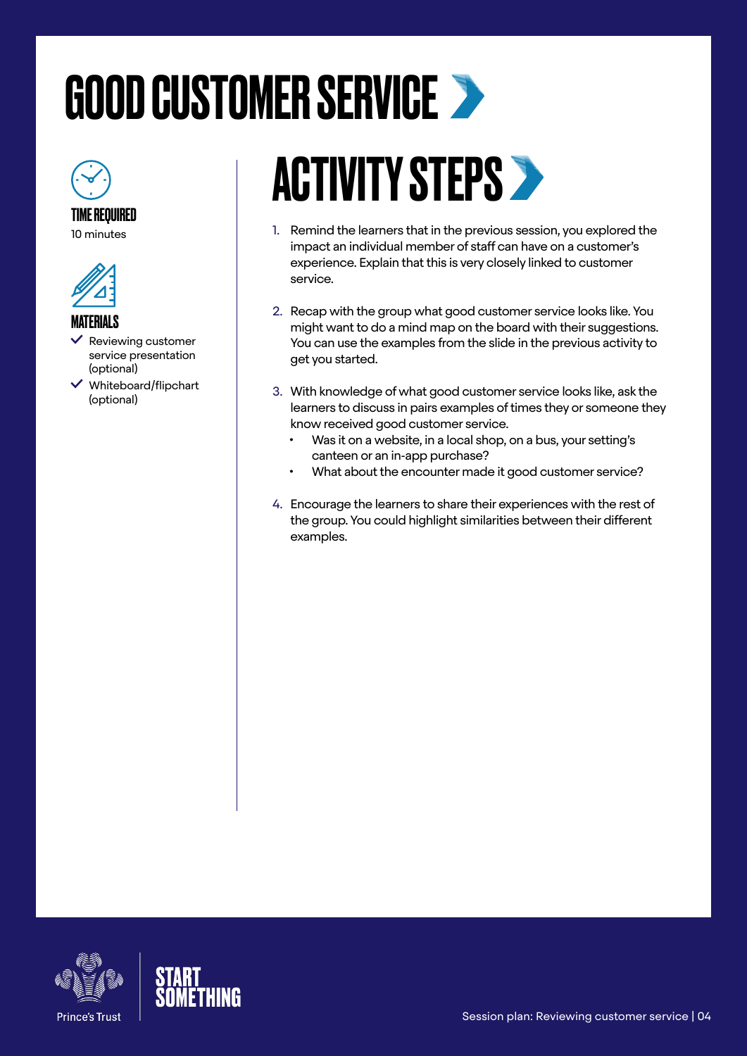# GOOD CUSTOMER SERVICE

**TIME REQUIRED**

10 minutes

**MATERIALS**

- Reviewing customer service presentation (optional)
- Whiteboard/flipchart (optional)

## ACTIVITY STEPS

1. Remind the learners that in the previous session, you explored the impact an individual member of staff can have on a customer's experience. Explain that this is very closely linked to customer service.

2. Recap with the group what good customer service looks like. You might want to do a mind map on the board with their suggestions. You can use the examples from the slide in the previous activity to get you started.

3. With knowledge of what good customer service looks like, ask the learners to discuss in pairs examples of times they or someone they know received good customer service.
   - Was it on a website, in a local shop, on a bus, your setting's canteen or an in-app purchase?
   - What about the encounter made it good customer service?

4. Encourage the learners to share their experiences with the rest of the group. You could highlight similarities between their different examples.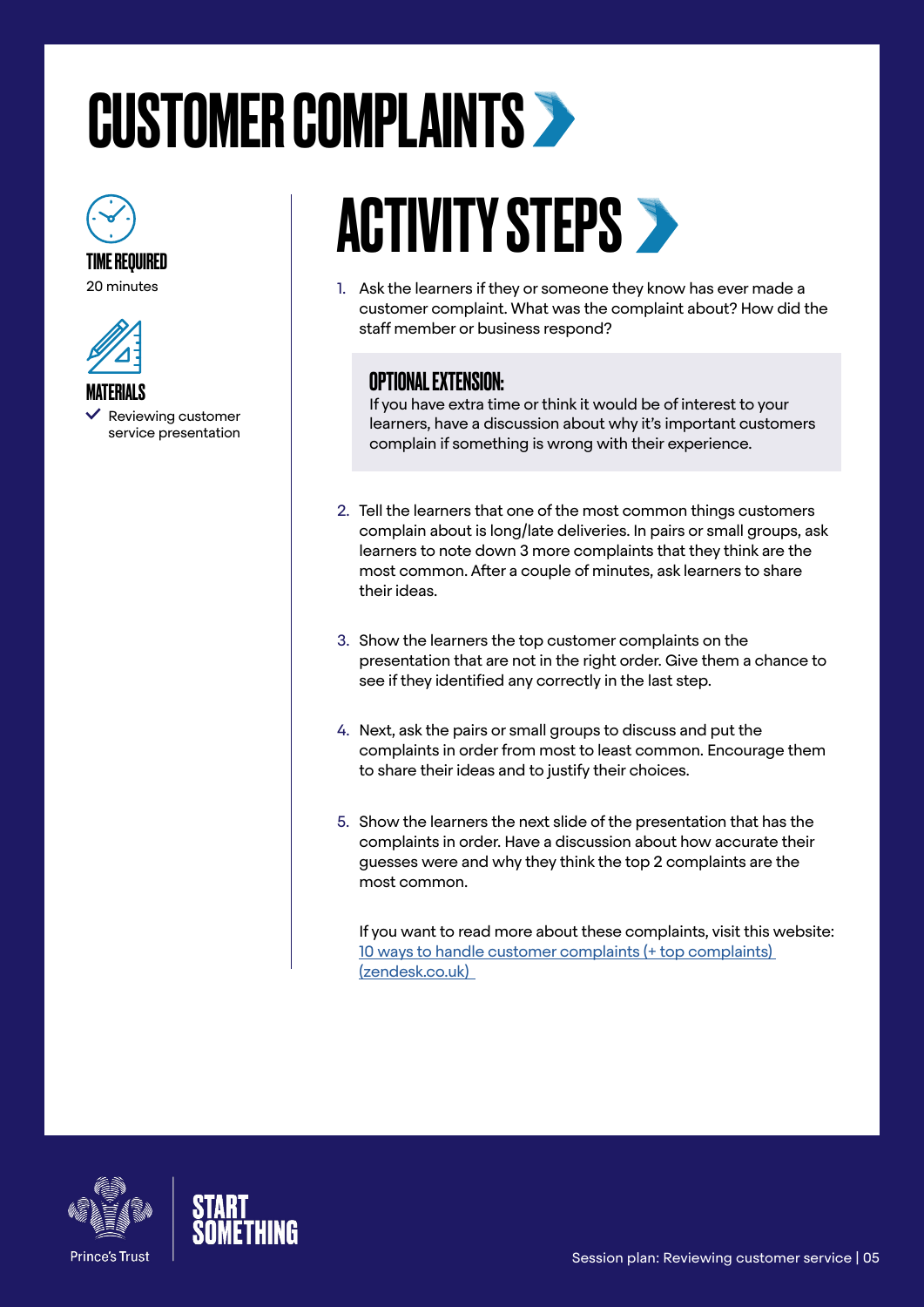# CUSTOMER COMPLAINTS

**TIME REQUIRED**
20 minutes

**MATERIALS**
- ✓ Reviewing customer service presentation

## ACTIVITY STEPS

1. Ask the learners if they or someone they know has ever made a customer complaint. What was the complaint about? How did the staff member or business respond?

> **OPTIONAL EXTENSION:**
> If you have extra time or think it would be of interest to your learners, have a discussion about why it's important customers complain if something is wrong with their experience.

2. Tell the learners that one of the most common things customers complain about is long/late deliveries. In pairs or small groups, ask learners to note down 3 more complaints that they think are the most common. After a couple of minutes, ask learners to share their ideas.

3. Show the learners the top customer complaints on the presentation that are not in the right order. Give them a chance to see if they identified any correctly in the last step.

4. Next, ask the pairs or small groups to discuss and put the complaints in order from most to least common. Encourage them to share their ideas and to justify their choices.

5. Show the learners the next slide of the presentation that has the complaints in order. Have a discussion about how accurate their guesses were and why they think the top 2 complaints are the most common.

   If you want to read more about these complaints, visit this website: [10 ways to handle customer complaints (+ top complaints) (zendesk.co.uk)]()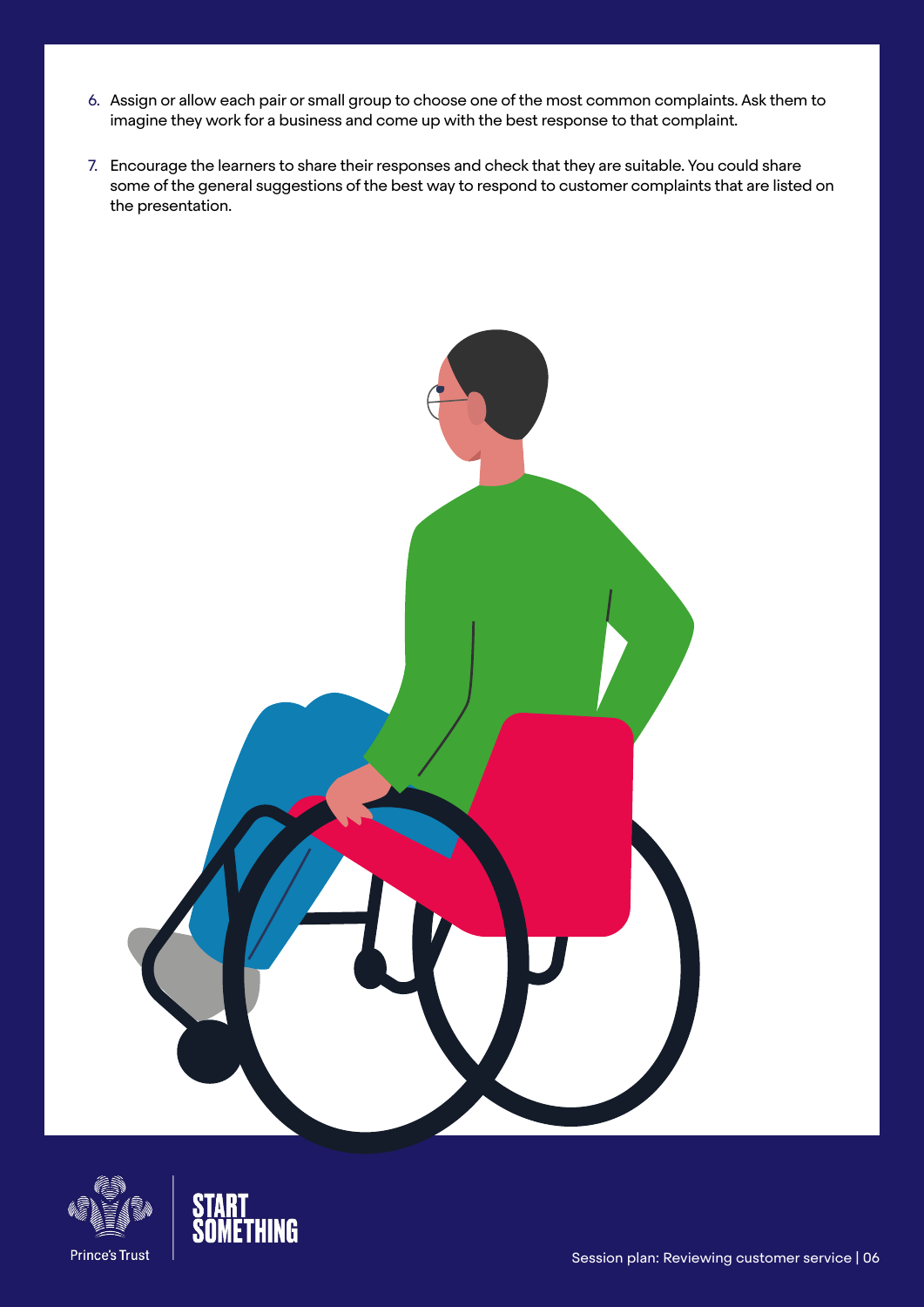6. Assign or allow each pair or small group to choose one of the most common complaints. Ask them to imagine they work for a business and come up with the best response to that complaint.
7. Encourage the learners to share their responses and check that they are suitable. You could share some of the general suggestions of the best way to respond to customer complaints that are listed on the presentation.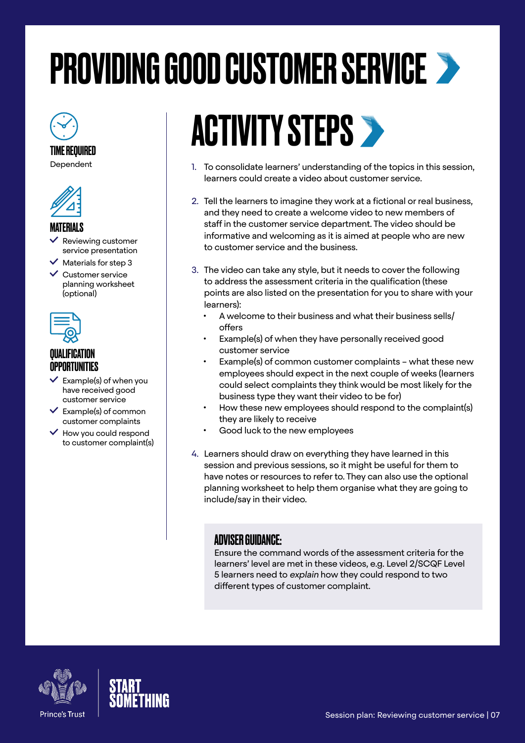# PROVIDING GOOD CUSTOMER SERVICE

**TIME REQUIRED**

Dependent

**MATERIALS**

- Reviewing customer service presentation
- Materials for step 3
- Customer service planning worksheet (optional)

**QUALIFICATION OPPORTUNITIES**

- Example(s) of when you have received good customer service
- Example(s) of common customer complaints
- How you could respond to customer complaint(s)

## ACTIVITY STEPS

1. To consolidate learners' understanding of the topics in this session, learners could create a video about customer service.

2. Tell the learners to imagine they work at a fictional or real business, and they need to create a welcome video to new members of staff in the customer service department. The video should be informative and welcoming as it is aimed at people who are new to customer service and the business.

3. The video can take any style, but it needs to cover the following to address the assessment criteria in the qualification (these points are also listed on the presentation for you to share with your learners):
   - A welcome to their business and what their business sells/ offers
   - Example(s) of when they have personally received good customer service
   - Example(s) of common customer complaints – what these new employees should expect in the next couple of weeks (learners could select complaints they think would be most likely for the business type they want their video to be for)
   - How these new employees should respond to the complaint(s) they are likely to receive
   - Good luck to the new employees

4. Learners should draw on everything they have learned in this session and previous sessions, so it might be useful for them to have notes or resources to refer to. They can also use the optional planning worksheet to help them organise what they are going to include/say in their video.

**ADVISER GUIDANCE:**
Ensure the command words of the assessment criteria for the learners' level are met in these videos, e.g. Level 2/SCQF Level 5 learners need to *explain* how they could respond to two different types of customer complaint.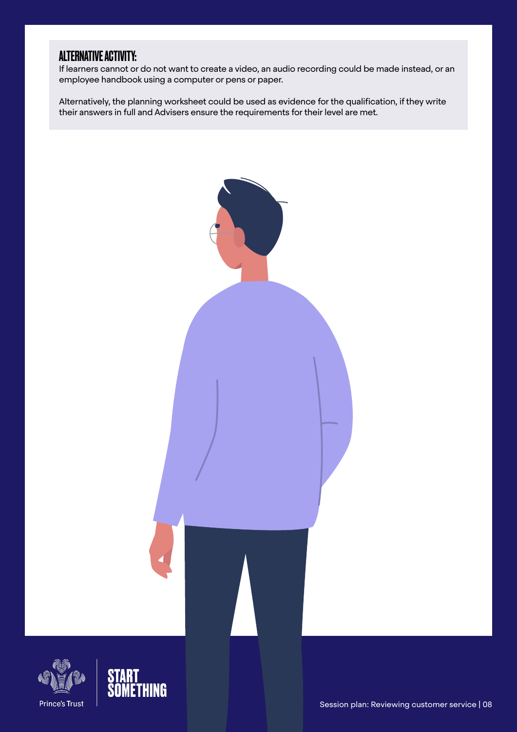## ALTERNATIVE ACTIVITY:

If learners cannot or do not want to create a video, an audio recording could be made instead, or an employee handbook using a computer or pens or paper.

Alternatively, the planning worksheet could be used as evidence for the qualification, if they write their answers in full and Advisers ensure the requirements for their level are met.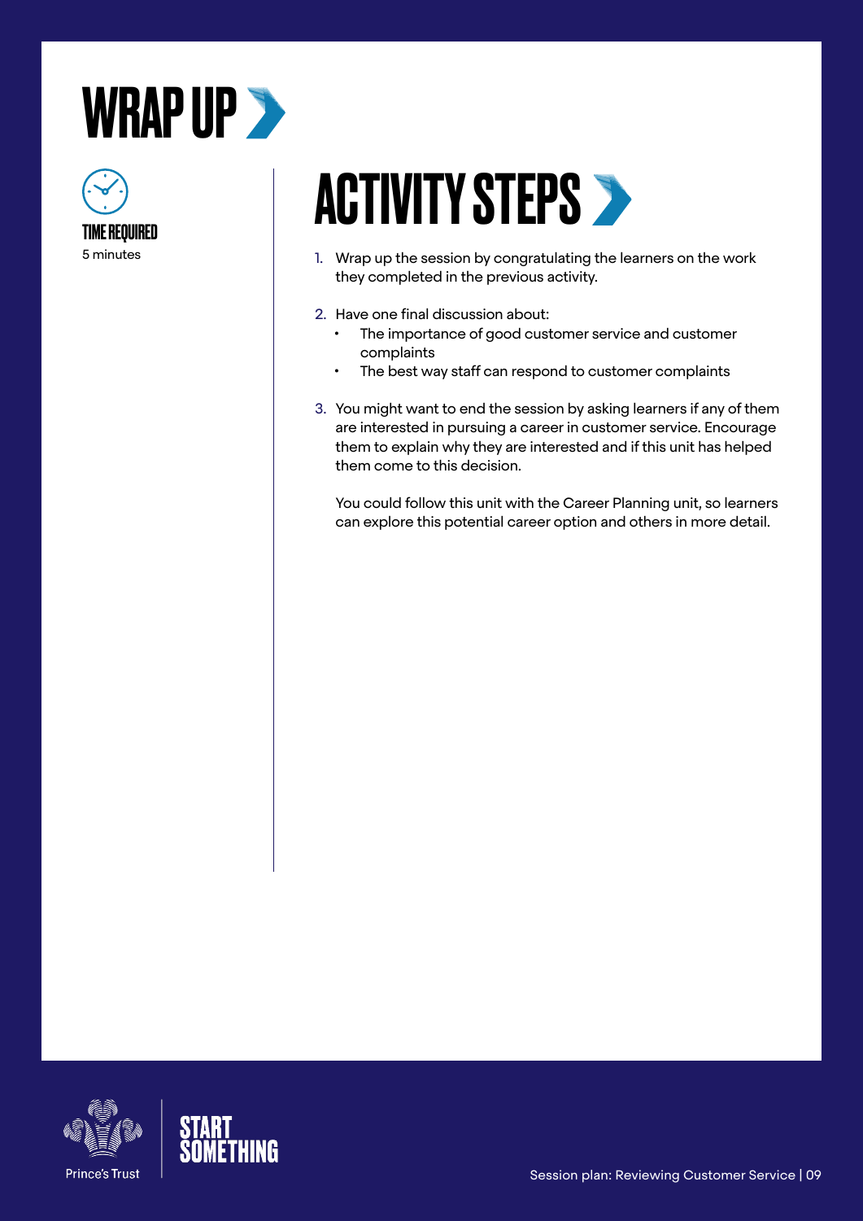# WRAP UP

**TIME REQUIRED**
5 minutes

## ACTIVITY STEPS

1. Wrap up the session by congratulating the learners on the work they completed in the previous activity.

2. Have one final discussion about:
   - The importance of good customer service and customer complaints
   - The best way staff can respond to customer complaints

3. You might want to end the session by asking learners if any of them are interested in pursuing a career in customer service. Encourage them to explain why they are interested and if this unit has helped them come to this decision.

   You could follow this unit with the Career Planning unit, so learners can explore this potential career option and others in more detail.